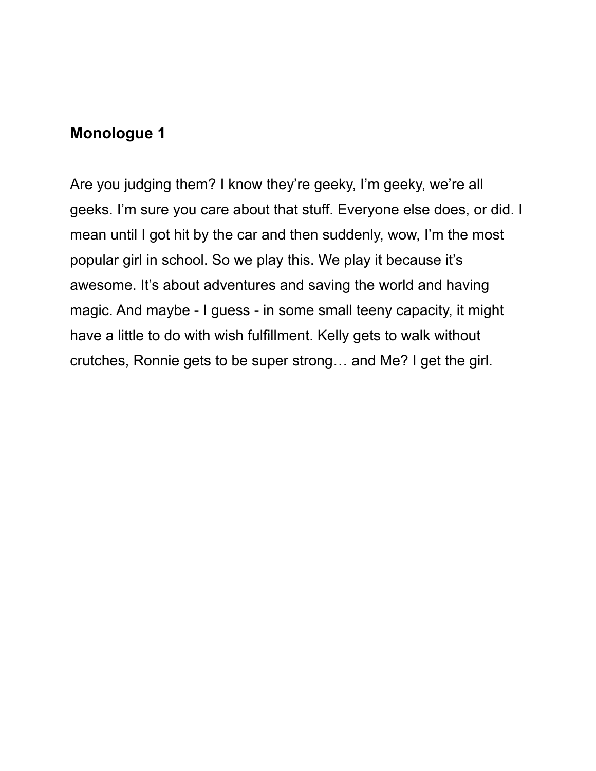## Monologue 1

Are you judging them? I know they're geeky, I'm geeky, we're all geeks. I'm sure you care about that stuff. Everyone else does, or did. I mean until I got hit by the car and then suddenly, wow, I'm the most popular girl in school. So we play this. We play it because it's awesome. It's about adventures and saving the world and having magic. And maybe - I guess - in some small teeny capacity, it might have a little to do with wish fulfillment. Kelly gets to walk without crutches, Ronnie gets to be super strong… and Me? I get the girl.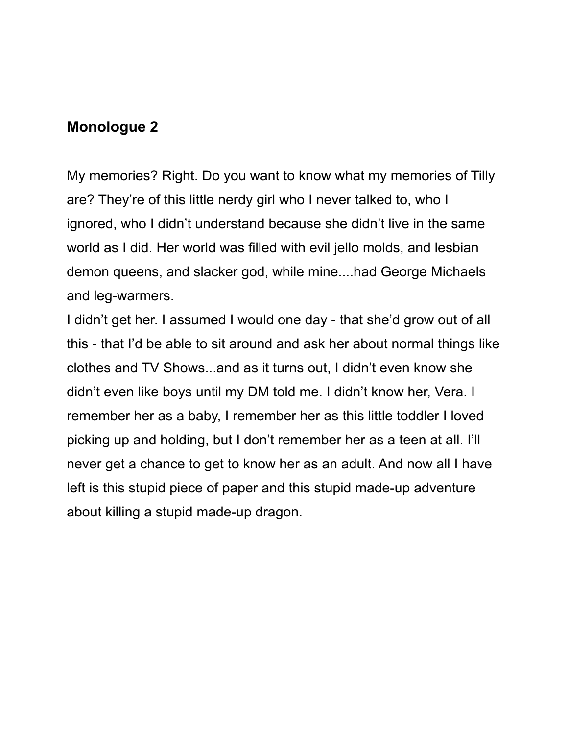## Monologue 2

My memories? Right. Do you want to know what my memories of Tilly are? They're of this little nerdy girl who I never talked to, who I ignored, who I didn't understand because she didn't live in the same world as I did. Her world was filled with evil jello molds, and lesbian demon queens, and slacker god, while mine....had George Michaels and leg-warmers.

I didn't get her. I assumed I would one day - that she'd grow out of all this - that I'd be able to sit around and ask her about normal things like clothes and TV Shows...and as it turns out, I didn't even know she didn't even like boys until my DM told me. I didn't know her, Vera. I remember her as a baby, I remember her as this little toddler I loved picking up and holding, but I don't remember her as a teen at all. I'll never get a chance to get to know her as an adult. And now all I have left is this stupid piece of paper and this stupid made-up adventure about killing a stupid made-up dragon.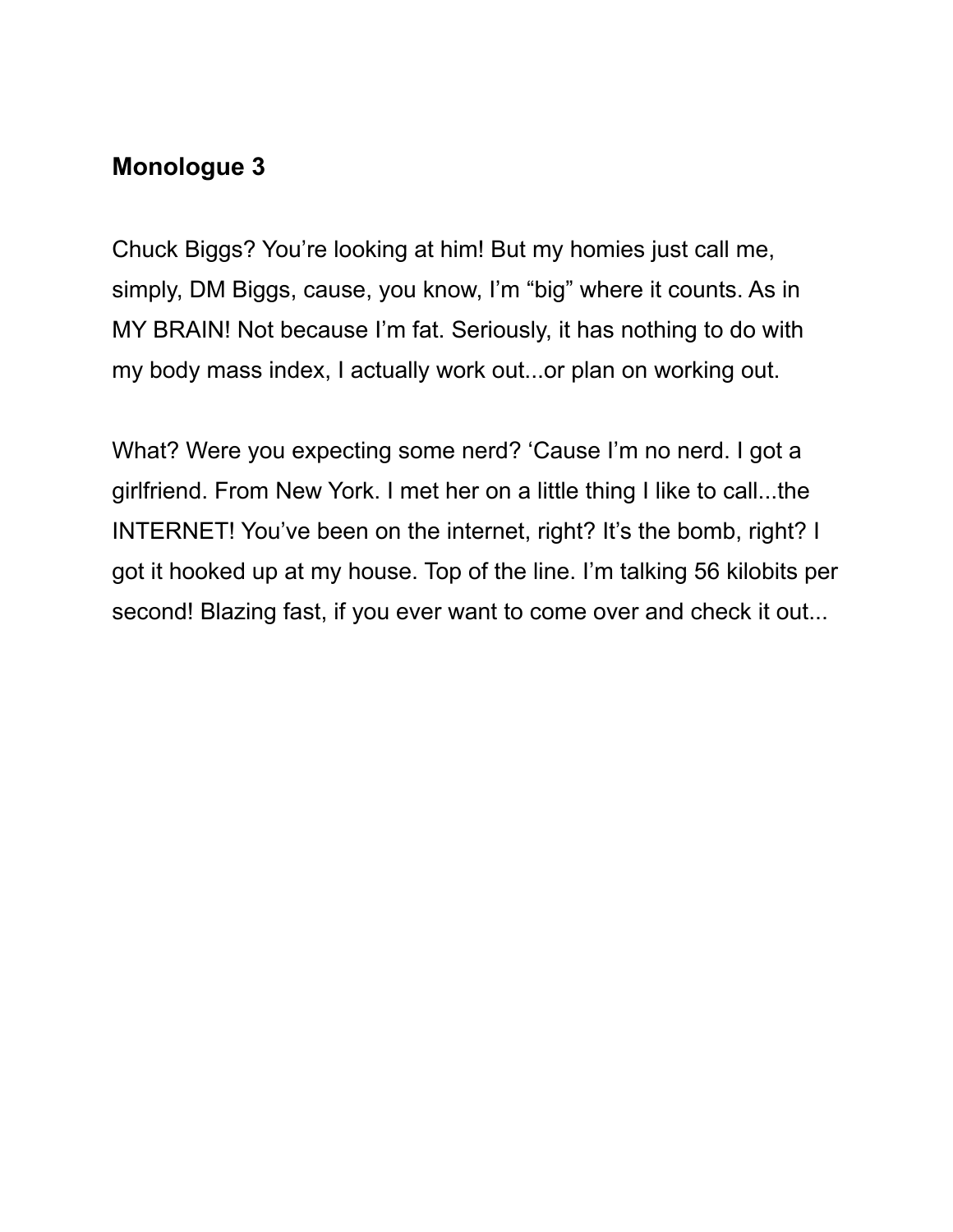## Monologue 3

Chuck Biggs? You're looking at him! But my homies just call me, simply, DM Biggs, cause, you know, I'm "big" where it counts. As in MY BRAIN! Not because I'm fat. Seriously, it has nothing to do with my body mass index, I actually work out...or plan on working out.

What? Were you expecting some nerd? 'Cause I'm no nerd. I got a girlfriend. From New York. I met her on a little thing I like to call...the INTERNET! You've been on the internet, right? It's the bomb, right? I got it hooked up at my house. Top of the line. I'm talking 56 kilobits per second! Blazing fast, if you ever want to come over and check it out...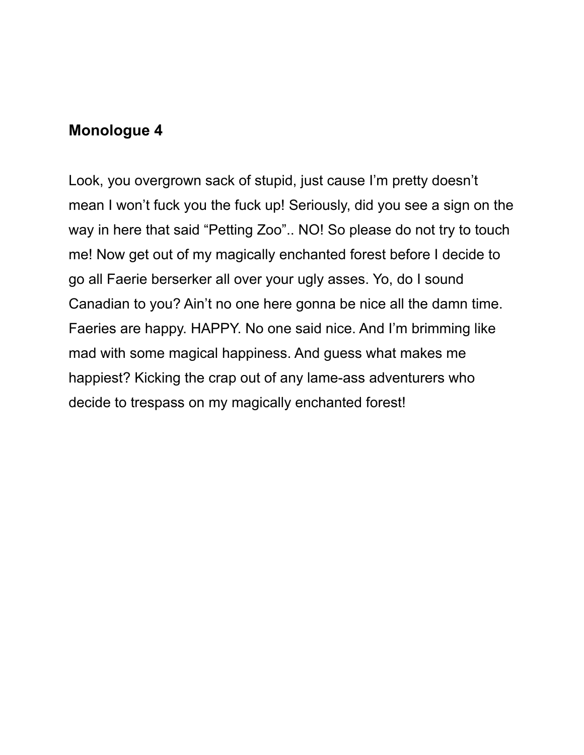## Monologue 4

Look, you overgrown sack of stupid, just cause I'm pretty doesn't mean I won't fuck you the fuck up! Seriously, did you see a sign on the way in here that said "Petting Zoo".. NO! So please do not try to touch me! Now get out of my magically enchanted forest before I decide to go all Faerie berserker all over your ugly asses. Yo, do I sound Canadian to you? Ain't no one here gonna be nice all the damn time. Faeries are happy. HAPPY. No one said nice. And I'm brimming like mad with some magical happiness. And guess what makes me happiest? Kicking the crap out of any lame-ass adventurers who decide to trespass on my magically enchanted forest!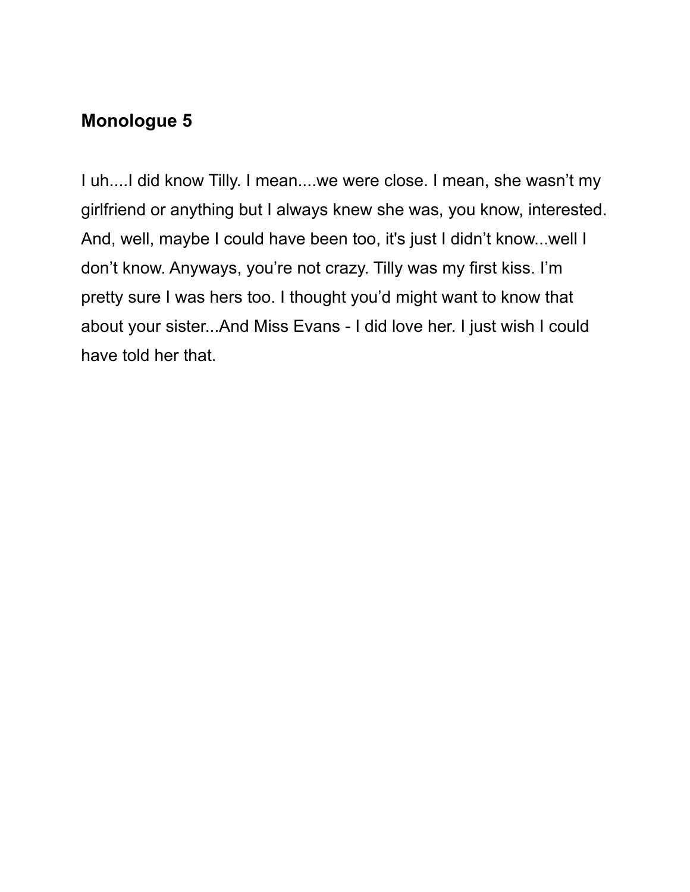## Monologue 5

I uh....I did know Tilly. I mean....we were close. I mean, she wasn't my girlfriend or anything but I always knew she was, you know, interested. And, well, maybe I could have been too, it's just I didn't know...well I don't know. Anyways, you're not crazy. Tilly was my first kiss. I'm pretty sure I was hers too. I thought you'd might want to know that about your sister...And Miss Evans - I did love her. I just wish I could have told her that.